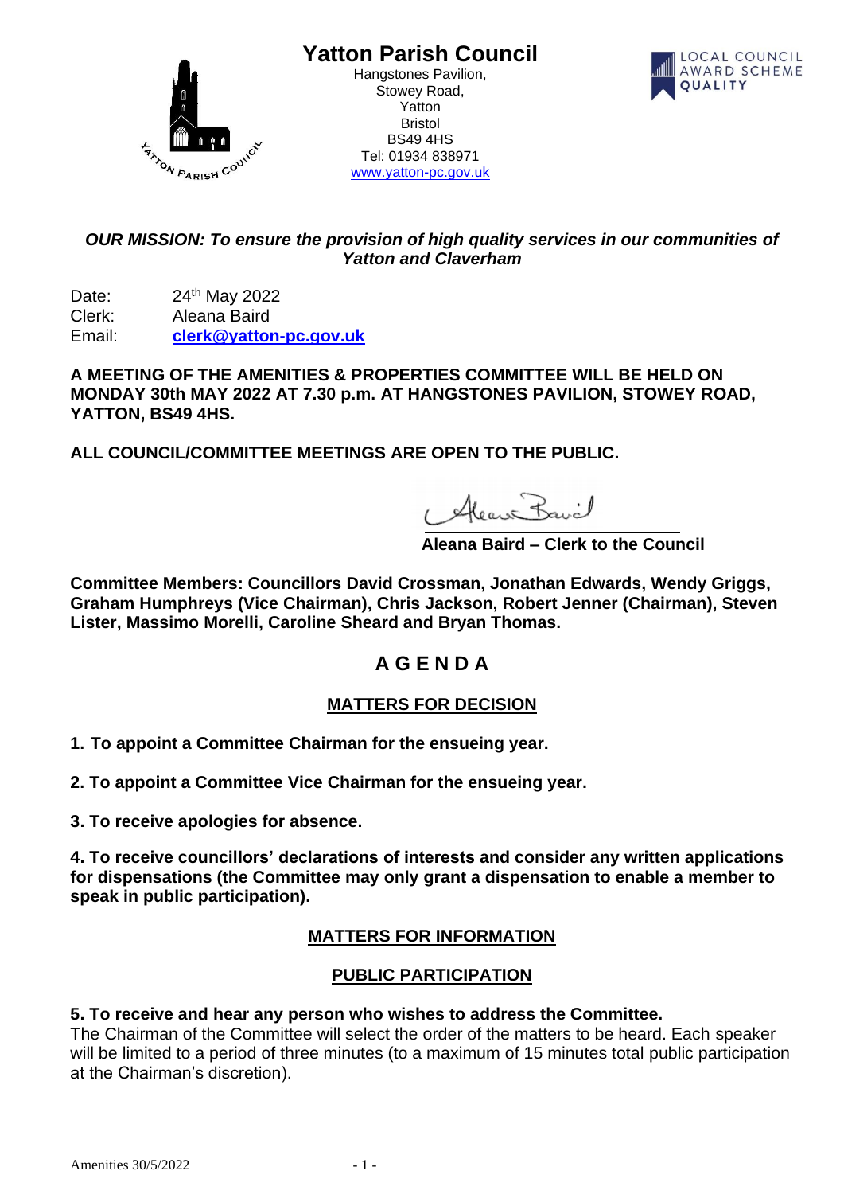# Yatton Parish Council

Hangstones Pavilion,
Stowey Road,
Yatton
Bristol
BS49 4HS
Tel: 01934 838971
www.yatton-pc.gov.uk

***OUR MISSION: To ensure the provision of high quality services in our communities of Yatton and Claverham***

Date: 24th May 2022
Clerk: Aleana Baird
Email: **clerk@yatton-pc.gov.uk**

**A MEETING OF THE AMENITIES & PROPERTIES COMMITTEE WILL BE HELD ON MONDAY 30th MAY 2022 AT 7.30 p.m. AT HANGSTONES PAVILION, STOWEY ROAD, YATTON, BS49 4HS.**

**ALL COUNCIL/COMMITTEE MEETINGS ARE OPEN TO THE PUBLIC.**

**Aleana Baird – Clerk to the Council**

**Committee Members: Councillors David Crossman, Jonathan Edwards, Wendy Griggs, Graham Humphreys (Vice Chairman), Chris Jackson, Robert Jenner (Chairman), Steven Lister, Massimo Morelli, Caroline Sheard and Bryan Thomas.**

## A G E N D A

### MATTERS FOR DECISION

**1. To appoint a Committee Chairman for the ensueing year.**

**2. To appoint a Committee Vice Chairman for the ensueing year.**

**3. To receive apologies for absence.**

**4. To receive councillors' declarations of interests and consider any written applications for dispensations (the Committee may only grant a dispensation to enable a member to speak in public participation).**

### MATTERS FOR INFORMATION

### PUBLIC PARTICIPATION

**5. To receive and hear any person who wishes to address the Committee.**
The Chairman of the Committee will select the order of the matters to be heard. Each speaker will be limited to a period of three minutes (to a maximum of 15 minutes total public participation at the Chairman's discretion).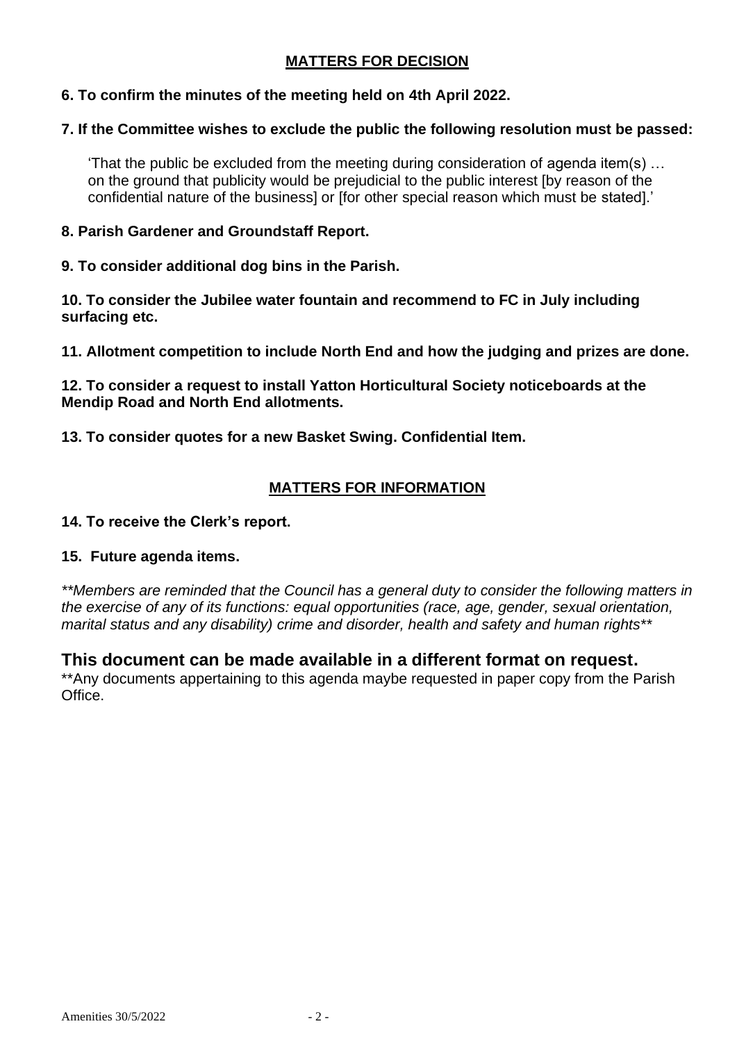## MATTERS FOR DECISION

**6. To confirm the minutes of the meeting held on 4th April 2022.**

**7. If the Committee wishes to exclude the public the following resolution must be passed:**

'That the public be excluded from the meeting during consideration of agenda item(s) … on the ground that publicity would be prejudicial to the public interest [by reason of the confidential nature of the business] or [for other special reason which must be stated].'

**8. Parish Gardener and Groundstaff Report.**

**9. To consider additional dog bins in the Parish.**

**10. To consider the Jubilee water fountain and recommend to FC in July including surfacing etc.**

**11. Allotment competition to include North End and how the judging and prizes are done.**

**12. To consider a request to install Yatton Horticultural Society noticeboards at the Mendip Road and North End allotments.**

**13. To consider quotes for a new Basket Swing. Confidential Item.**

## MATTERS FOR INFORMATION

**14. To receive the Clerk's report.**

**15. Future agenda items.**

*\*\*Members are reminded that the Council has a general duty to consider the following matters in the exercise of any of its functions: equal opportunities (race, age, gender, sexual orientation, marital status and any disability) crime and disorder, health and safety and human rights\*\**

## This document can be made available in a different format on request.

\*\*Any documents appertaining to this agenda maybe requested in paper copy from the Parish Office.